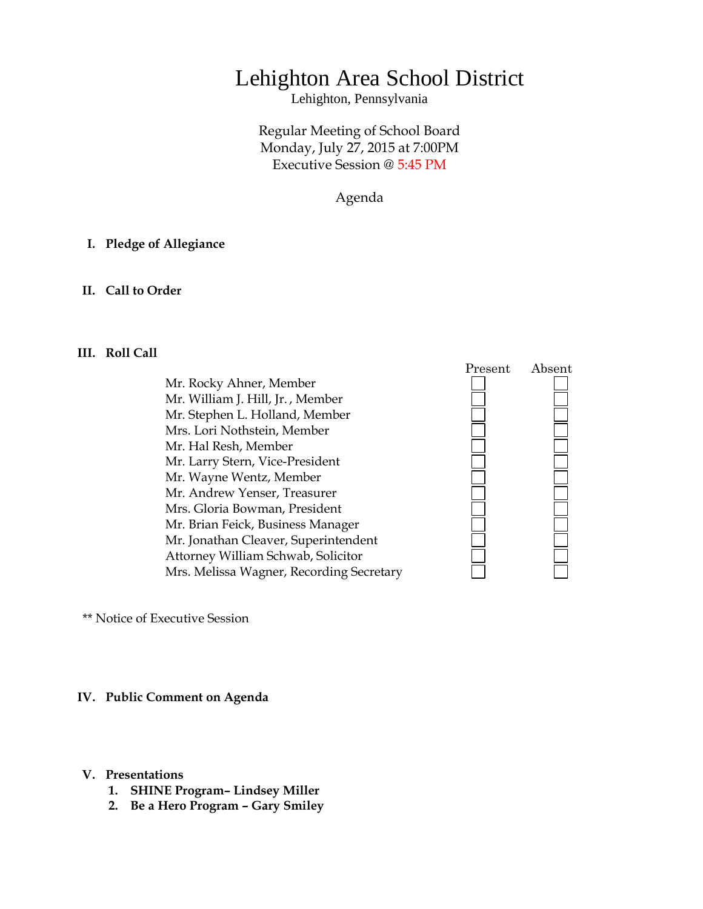# Lehighton Area School District

Lehighton, Pennsylvania

Regular Meeting of School Board
Monday, July 27, 2015 at 7:00PM
Executive Session @ 5:45 PM

Agenda

**I. Pledge of Allegiance**

**II. Call to Order**

**III. Roll Call**

| | Present | Absent |
|---|---|---|
| Mr. Rocky Ahner, Member | ☐ | ☐ |
| Mr. William J. Hill, Jr. , Member | ☐ | ☐ |
| Mr. Stephen L. Holland, Member | ☐ | ☐ |
| Mrs. Lori Nothstein, Member | ☐ | ☐ |
| Mr. Hal Resh, Member | ☐ | ☐ |
| Mr. Larry Stern, Vice-President | ☐ | ☐ |
| Mr. Wayne Wentz, Member | ☐ | ☐ |
| Mr. Andrew Yenser, Treasurer | ☐ | ☐ |
| Mrs. Gloria Bowman, President | ☐ | ☐ |
| Mr. Brian Feick, Business Manager | ☐ | ☐ |
| Mr. Jonathan Cleaver, Superintendent | ☐ | ☐ |
| Attorney William Schwab, Solicitor | ☐ | ☐ |
| Mrs. Melissa Wagner, Recording Secretary | ☐ | ☐ |

** Notice of Executive Session

**IV. Public Comment on Agenda**

**V. Presentations**

1. **SHINE Program– Lindsey Miller**
2. **Be a Hero Program – Gary Smiley**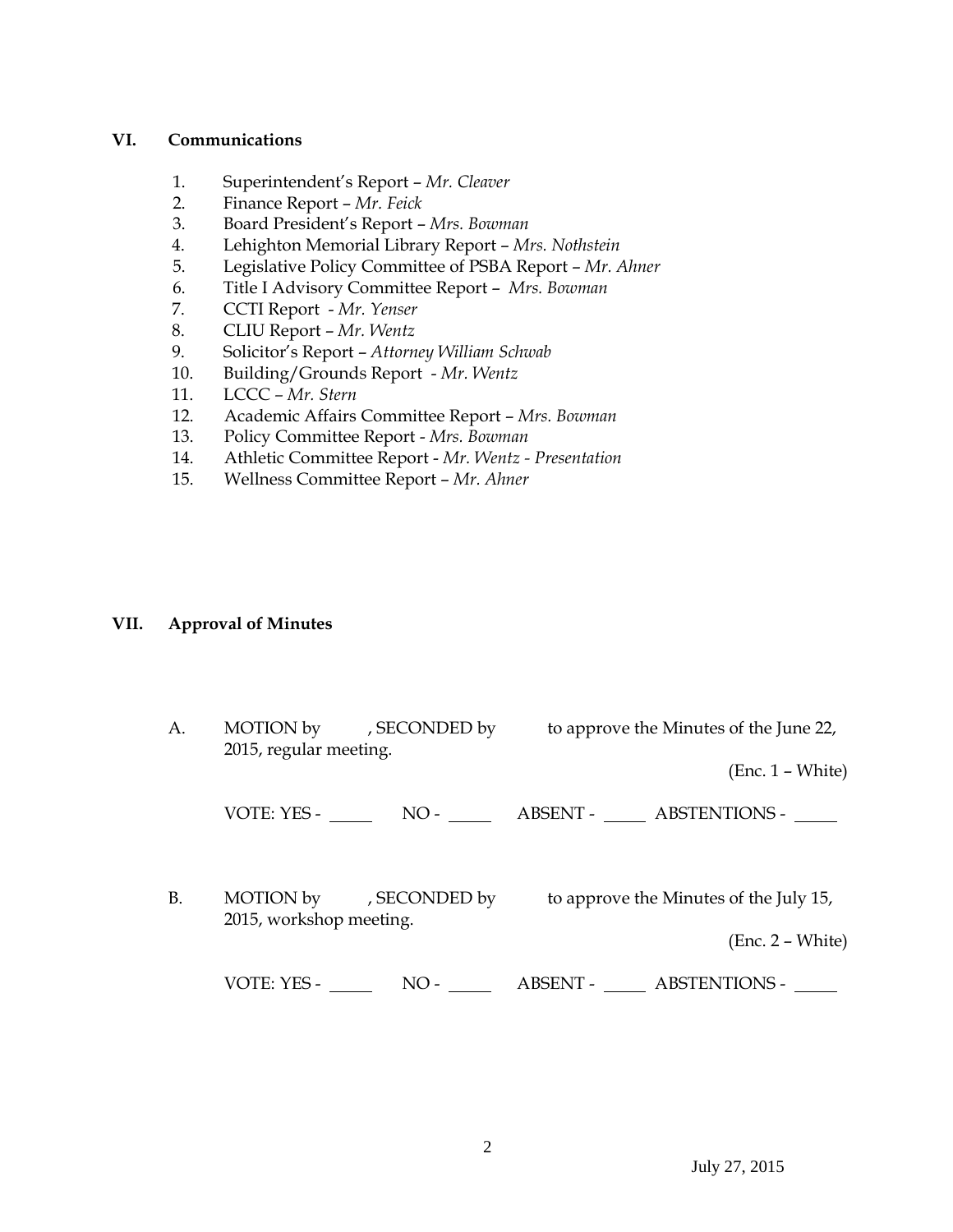## VI. Communications

1. Superintendent's Report – *Mr. Cleaver*
2. Finance Report – *Mr. Feick*
3. Board President's Report – *Mrs. Bowman*
4. Lehighton Memorial Library Report – *Mrs. Nothstein*
5. Legislative Policy Committee of PSBA Report – *Mr. Ahner*
6. Title I Advisory Committee Report – *Mrs. Bowman*
7. CCTI Report - *Mr. Yenser*
8. CLIU Report – *Mr. Wentz*
9. Solicitor's Report – *Attorney William Schwab*
10. Building/Grounds Report - *Mr. Wentz*
11. LCCC – *Mr. Stern*
12. Academic Affairs Committee Report – *Mrs. Bowman*
13. Policy Committee Report - *Mrs. Bowman*
14. Athletic Committee Report - *Mr. Wentz - Presentation*
15. Wellness Committee Report – *Mr. Ahner*

## VII. Approval of Minutes

A. MOTION by , SECONDED by to approve the Minutes of the June 22, 2015, regular meeting.

(Enc. 1 – White)

VOTE: YES - _____ NO - _____ ABSENT - _____ ABSTENTIONS - _____

B. MOTION by , SECONDED by to approve the Minutes of the July 15, 2015, workshop meeting.

(Enc. 2 – White)

VOTE: YES - _____ NO - _____ ABSENT - _____ ABSTENTIONS - _____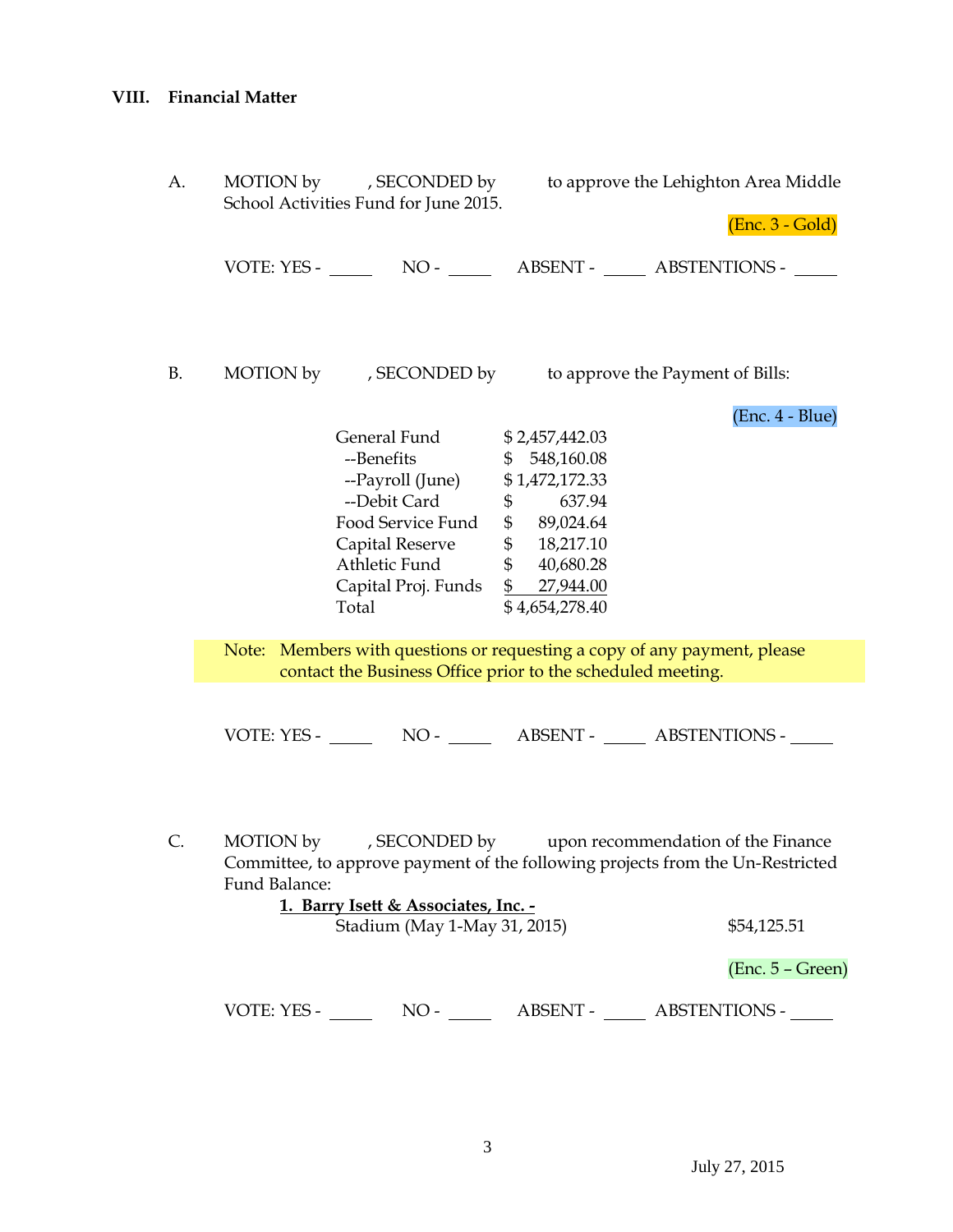## VIII. Financial Matter

A. MOTION by , SECONDED by to approve the Lehighton Area Middle School Activities Fund for June 2015.

(Enc. 3 - Gold)

VOTE: YES - _____ NO - _____ ABSENT - _____ ABSTENTIONS - _____

B. MOTION by , SECONDED by to approve the Payment of Bills:

(Enc. 4 - Blue)

| | |
|---|---|
| General Fund | $ 2,457,442.03 |
| --Benefits | $ 548,160.08 |
| --Payroll (June) | $ 1,472,172.33 |
| --Debit Card | $ 637.94 |
| Food Service Fund | $ 89,024.64 |
| Capital Reserve | $ 18,217.10 |
| Athletic Fund | $ 40,680.28 |
| Capital Proj. Funds | $ 27,944.00 |
| Total | $ 4,654,278.40 |

Note: Members with questions or requesting a copy of any payment, please contact the Business Office prior to the scheduled meeting.

VOTE: YES - _____ NO - _____ ABSENT - _____ ABSTENTIONS - _____

C. MOTION by , SECONDED by upon recommendation of the Finance Committee, to approve payment of the following projects from the Un-Restricted Fund Balance:

**1. Barry Isett & Associates, Inc. -**

Stadium (May 1-May 31, 2015) $54,125.51

(Enc. 5 – Green)

VOTE: YES - _____ NO - _____ ABSENT - _____ ABSTENTIONS - _____

July 27, 2015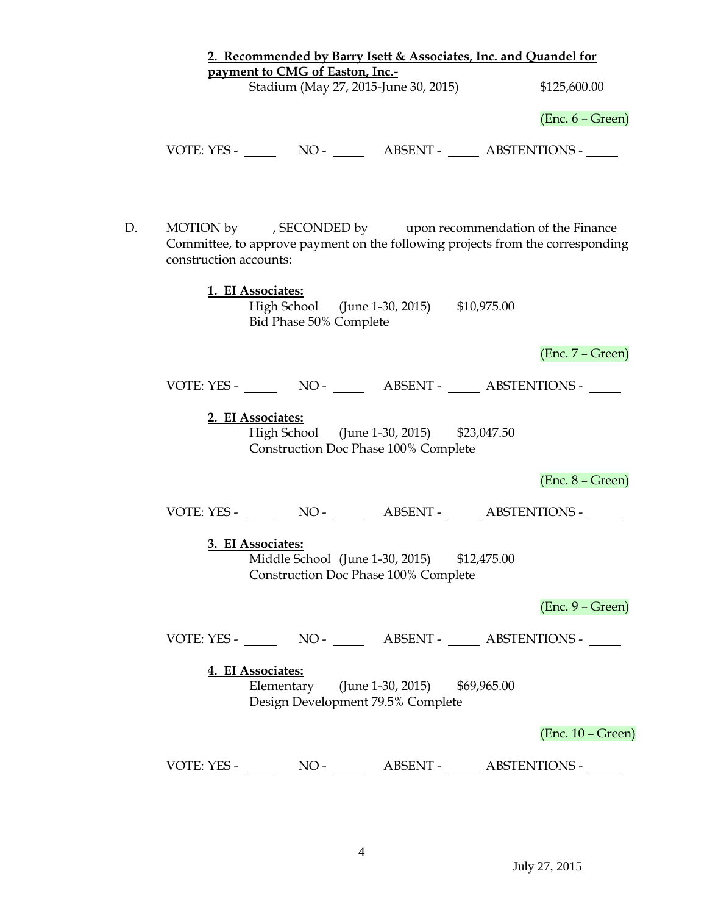**2. Recommended by Barry Isett & Associates, Inc. and Quandel for payment to CMG of Easton, Inc.-**

Stadium (May 27, 2015-June 30, 2015) $125,600.00

(Enc. 6 – Green)

VOTE: YES - _____ NO - _____ ABSENT - _____ ABSTENTIONS - _____

D. MOTION by , SECONDED by upon recommendation of the Finance Committee, to approve payment on the following projects from the corresponding construction accounts:

**1. EI Associates:**

High School (June 1-30, 2015) $10,975.00
Bid Phase 50% Complete

(Enc. 7 – Green)

VOTE: YES - _____ NO - _____ ABSENT - _____ ABSTENTIONS - _____

**2. EI Associates:**

High School (June 1-30, 2015) $23,047.50
Construction Doc Phase 100% Complete

(Enc. 8 – Green)

VOTE: YES - _____ NO - _____ ABSENT - _____ ABSTENTIONS - _____

**3. EI Associates:**

Middle School (June 1-30, 2015) $12,475.00
Construction Doc Phase 100% Complete

(Enc. 9 – Green)

VOTE: YES - _____ NO - _____ ABSENT - _____ ABSTENTIONS - _____

**4. EI Associates:**

Elementary (June 1-30, 2015) $69,965.00
Design Development 79.5% Complete

(Enc. 10 – Green)

VOTE: YES - _____ NO - _____ ABSENT - _____ ABSTENTIONS - _____

July 27, 2015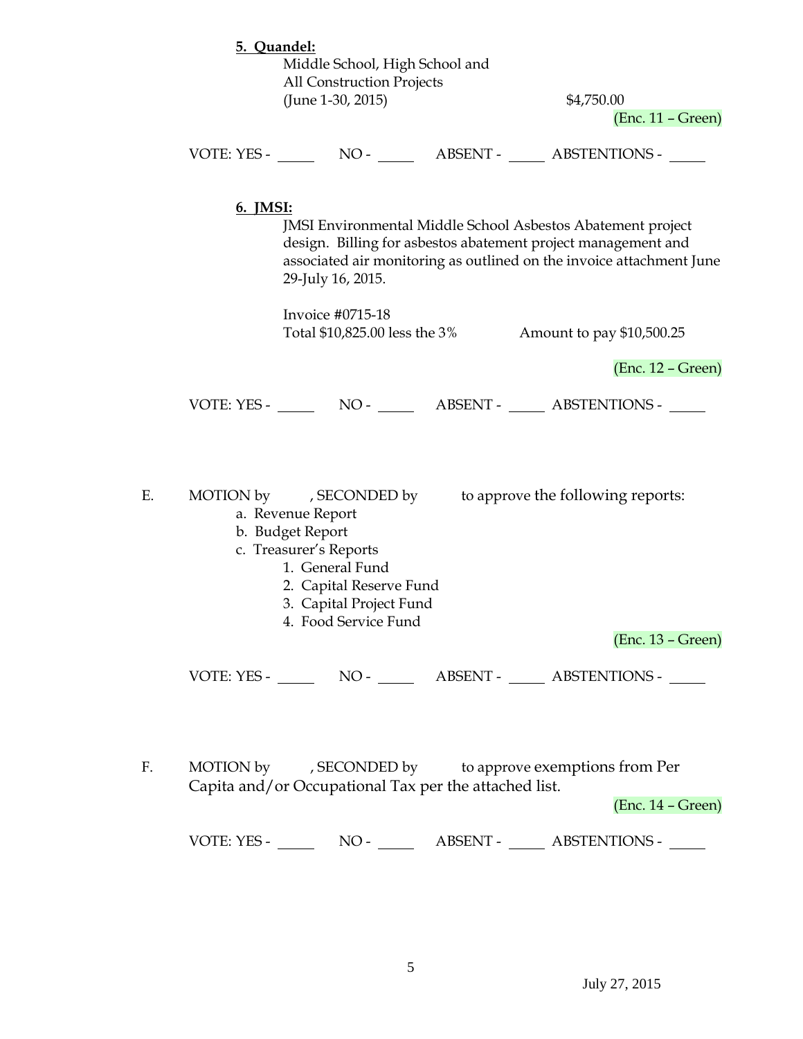**5. Quandel:**

Middle School, High School and
All Construction Projects
(June 1-30, 2015) $4,750.00

(Enc. 11 – Green)

VOTE: YES - _____ NO - _____ ABSENT - _____ ABSTENTIONS - _____

**6. JMSI:**

JMSI Environmental Middle School Asbestos Abatement project design. Billing for asbestos abatement project management and associated air monitoring as outlined on the invoice attachment June 29-July 16, 2015.

Invoice #0715-18
Total $10,825.00 less the 3% Amount to pay $10,500.25

(Enc. 12 – Green)

VOTE: YES - _____ NO - _____ ABSENT - _____ ABSTENTIONS - _____

E. MOTION by , SECONDED by to approve the following reports:

a. Revenue Report
b. Budget Report
c. Treasurer's Reports
   1. General Fund
   2. Capital Reserve Fund
   3. Capital Project Fund
   4. Food Service Fund

(Enc. 13 – Green)

VOTE: YES - _____ NO - _____ ABSENT - _____ ABSTENTIONS - _____

F. MOTION by , SECONDED by to approve exemptions from Per Capita and/or Occupational Tax per the attached list.

(Enc. 14 – Green)

VOTE: YES - _____ NO - _____ ABSENT - _____ ABSTENTIONS - _____

July 27, 2015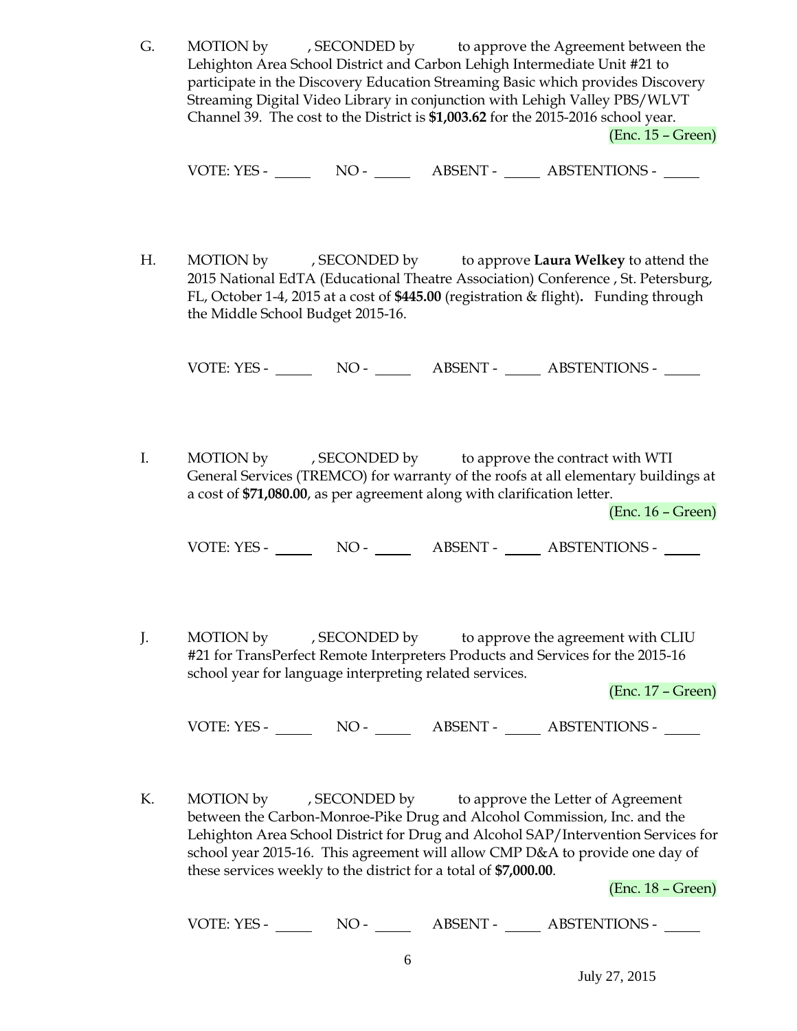G. MOTION by \_\_\_\_\_, SECONDED by \_\_\_\_\_ to approve the Agreement between the Lehighton Area School District and Carbon Lehigh Intermediate Unit #21 to participate in the Discovery Education Streaming Basic which provides Discovery Streaming Digital Video Library in conjunction with Lehigh Valley PBS/WLVT Channel 39. The cost to the District is **$1,003.62** for the 2015-2016 school year.

(Enc. 15 – Green)

VOTE: YES - \_\_\_\_\_ NO - \_\_\_\_\_ ABSENT - \_\_\_\_\_ ABSTENTIONS - \_\_\_\_\_

H. MOTION by \_\_\_\_\_, SECONDED by \_\_\_\_\_ to approve **Laura Welkey** to attend the 2015 National EdTA (Educational Theatre Association) Conference , St. Petersburg, FL, October 1-4, 2015 at a cost of **$445.00** (registration & flight)**.** Funding through the Middle School Budget 2015-16.

VOTE: YES - \_\_\_\_\_ NO - \_\_\_\_\_ ABSENT - \_\_\_\_\_ ABSTENTIONS - \_\_\_\_\_

I. MOTION by \_\_\_\_\_, SECONDED by \_\_\_\_\_ to approve the contract with WTI General Services (TREMCO) for warranty of the roofs at all elementary buildings at a cost of **$71,080.00**, as per agreement along with clarification letter.

(Enc. 16 – Green)

VOTE: YES - \_\_\_\_\_ NO - \_\_\_\_\_ ABSENT - \_\_\_\_\_ ABSTENTIONS - \_\_\_\_\_

J. MOTION by \_\_\_\_\_, SECONDED by \_\_\_\_\_ to approve the agreement with CLIU #21 for TransPerfect Remote Interpreters Products and Services for the 2015-16 school year for language interpreting related services.

(Enc. 17 – Green)

VOTE: YES - \_\_\_\_\_ NO - \_\_\_\_\_ ABSENT - \_\_\_\_\_ ABSTENTIONS - \_\_\_\_\_

K. MOTION by \_\_\_\_\_, SECONDED by \_\_\_\_\_ to approve the Letter of Agreement between the Carbon-Monroe-Pike Drug and Alcohol Commission, Inc. and the Lehighton Area School District for Drug and Alcohol SAP/Intervention Services for school year 2015-16. This agreement will allow CMP D&A to provide one day of these services weekly to the district for a total of **$7,000.00**.

(Enc. 18 – Green)

VOTE: YES - \_\_\_\_\_ NO - \_\_\_\_\_ ABSENT - \_\_\_\_\_ ABSTENTIONS - \_\_\_\_\_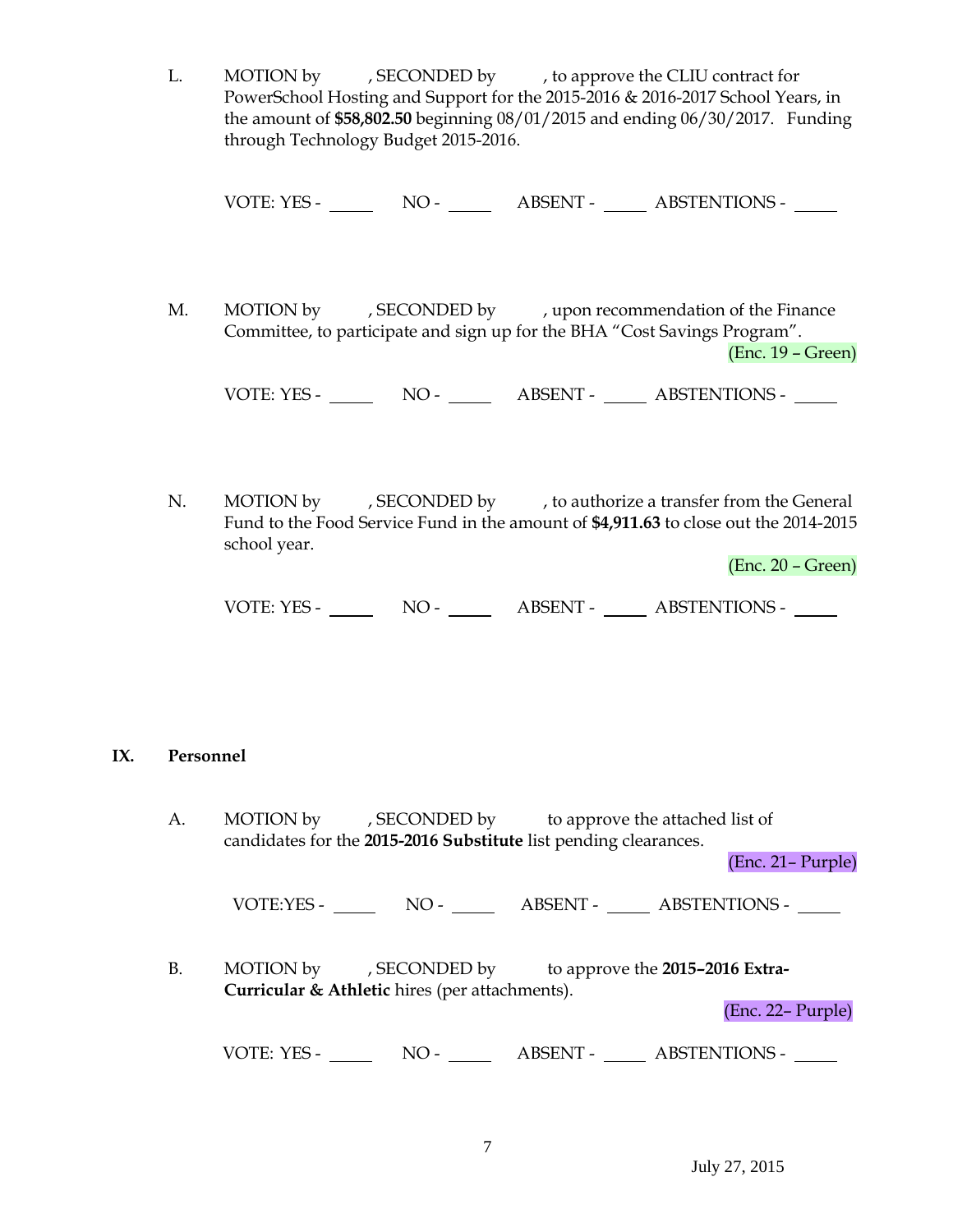L. MOTION by , SECONDED by , to approve the CLIU contract for PowerSchool Hosting and Support for the 2015-2016 & 2016-2017 School Years, in the amount of **$58,802.50** beginning 08/01/2015 and ending 06/30/2017. Funding through Technology Budget 2015-2016.

VOTE: YES - _____ NO - _____ ABSENT - _____ ABSTENTIONS - _____

M. MOTION by , SECONDED by , upon recommendation of the Finance Committee, to participate and sign up for the BHA "Cost Savings Program".

(Enc. 19 – Green)

VOTE: YES - _____ NO - _____ ABSENT - _____ ABSTENTIONS - _____

N. MOTION by , SECONDED by , to authorize a transfer from the General Fund to the Food Service Fund in the amount of **$4,911.63** to close out the 2014-2015 school year.

(Enc. 20 – Green)

VOTE: YES - _____ NO - _____ ABSENT - _____ ABSTENTIONS - _____

## IX. Personnel

A. MOTION by , SECONDED by to approve the attached list of candidates for the **2015-2016 Substitute** list pending clearances.

(Enc. 21– Purple)

VOTE:YES - _____ NO - _____ ABSENT - _____ ABSTENTIONS - _____

B. MOTION by , SECONDED by to approve the **2015–2016 Extra-Curricular & Athletic** hires (per attachments).

(Enc. 22– Purple)

VOTE: YES - _____ NO - _____ ABSENT - _____ ABSTENTIONS - _____

July 27, 2015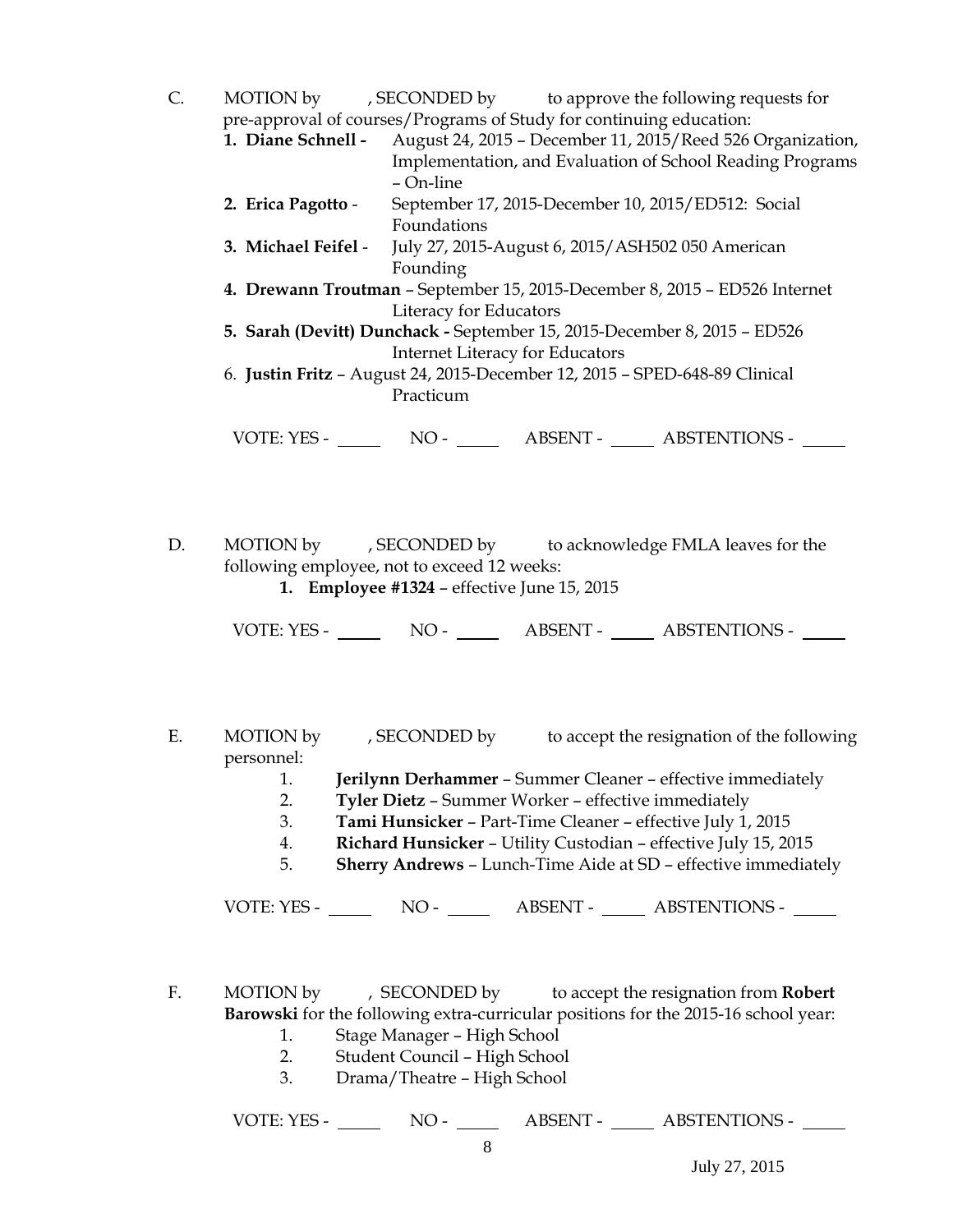C. MOTION by , SECONDED by to approve the following requests for pre-approval of courses/Programs of Study for continuing education:

1. **Diane Schnell -** August 24, 2015 – December 11, 2015/Reed 526 Organization, Implementation, and Evaluation of School Reading Programs – On-line
2. **Erica Pagotto** - September 17, 2015-December 10, 2015/ED512: Social Foundations
3. **Michael Feifel** - July 27, 2015-August 6, 2015/ASH502 050 American Founding
4. **Drewann Troutman** – September 15, 2015-December 8, 2015 – ED526 Internet Literacy for Educators
5. **Sarah (Devitt) Dunchack -** September 15, 2015-December 8, 2015 – ED526 Internet Literacy for Educators
6. **Justin Fritz** – August 24, 2015-December 12, 2015 – SPED-648-89 Clinical Practicum

VOTE: YES - _____ NO - _____ ABSENT - _____ ABSTENTIONS - _____

D. MOTION by , SECONDED by to acknowledge FMLA leaves for the following employee, not to exceed 12 weeks:

1. **Employee #1324** – effective June 15, 2015

VOTE: YES - _____ NO - _____ ABSENT - _____ ABSTENTIONS - _____

E. MOTION by , SECONDED by to accept the resignation of the following personnel:

1. **Jerilynn Derhammer** – Summer Cleaner – effective immediately
2. **Tyler Dietz** – Summer Worker – effective immediately
3. **Tami Hunsicker** – Part-Time Cleaner – effective July 1, 2015
4. **Richard Hunsicker** – Utility Custodian – effective July 15, 2015
5. **Sherry Andrews** – Lunch-Time Aide at SD – effective immediately

VOTE: YES - _____ NO - _____ ABSENT - _____ ABSTENTIONS - _____

F. MOTION by , SECONDED by to accept the resignation from **Robert Barowski** for the following extra-curricular positions for the 2015-16 school year:

1. Stage Manager – High School
2. Student Council – High School
3. Drama/Theatre – High School

VOTE: YES - _____ NO - _____ ABSENT - _____ ABSTENTIONS - _____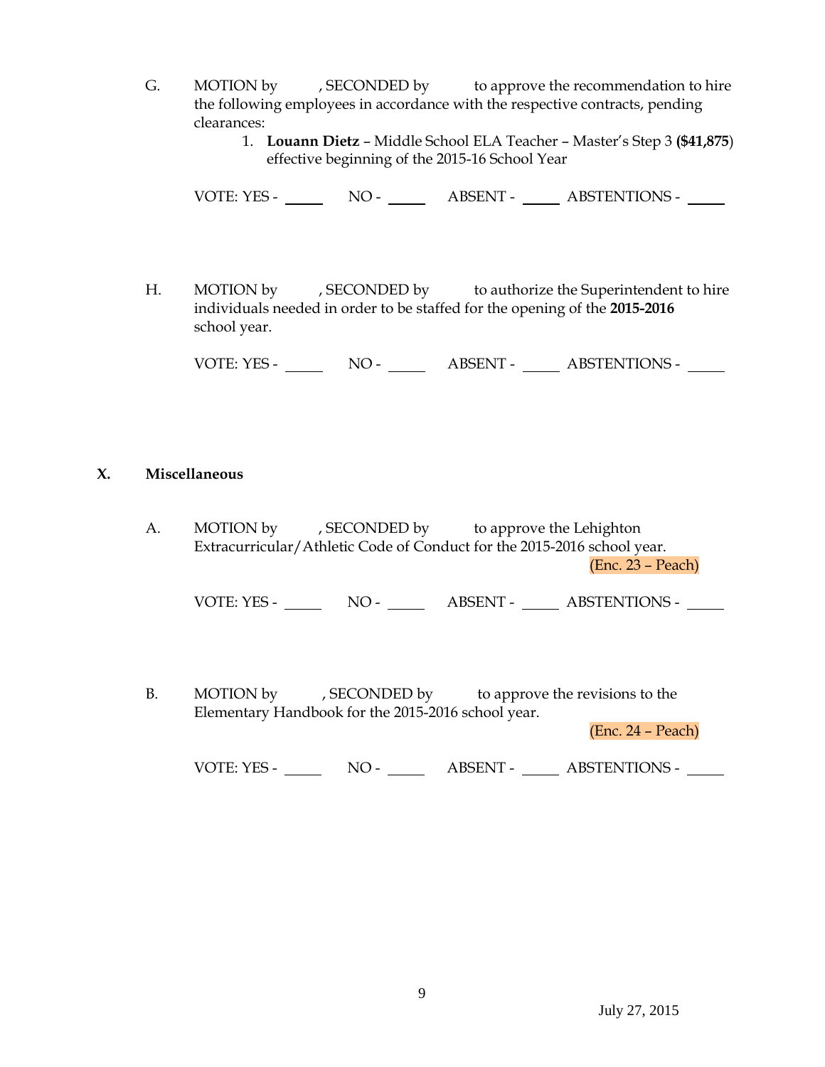G. MOTION by , SECONDED by to approve the recommendation to hire the following employees in accordance with the respective contracts, pending clearances:

1. **Louann Dietz** – Middle School ELA Teacher – Master's Step 3 **($41,875**) effective beginning of the 2015-16 School Year

VOTE: YES - _____ NO - _____ ABSENT - _____ ABSTENTIONS - _____

H. MOTION by , SECONDED by to authorize the Superintendent to hire individuals needed in order to be staffed for the opening of the **2015-2016** school year.

VOTE: YES - _____ NO - _____ ABSENT - _____ ABSTENTIONS - _____

## X. Miscellaneous

A. MOTION by , SECONDED by to approve the Lehighton Extracurricular/Athletic Code of Conduct for the 2015-2016 school year.

(Enc. 23 – Peach)

VOTE: YES - _____ NO - _____ ABSENT - _____ ABSTENTIONS - _____

B. MOTION by , SECONDED by to approve the revisions to the Elementary Handbook for the 2015-2016 school year.

(Enc. 24 – Peach)

VOTE: YES - _____ NO - _____ ABSENT - _____ ABSTENTIONS - _____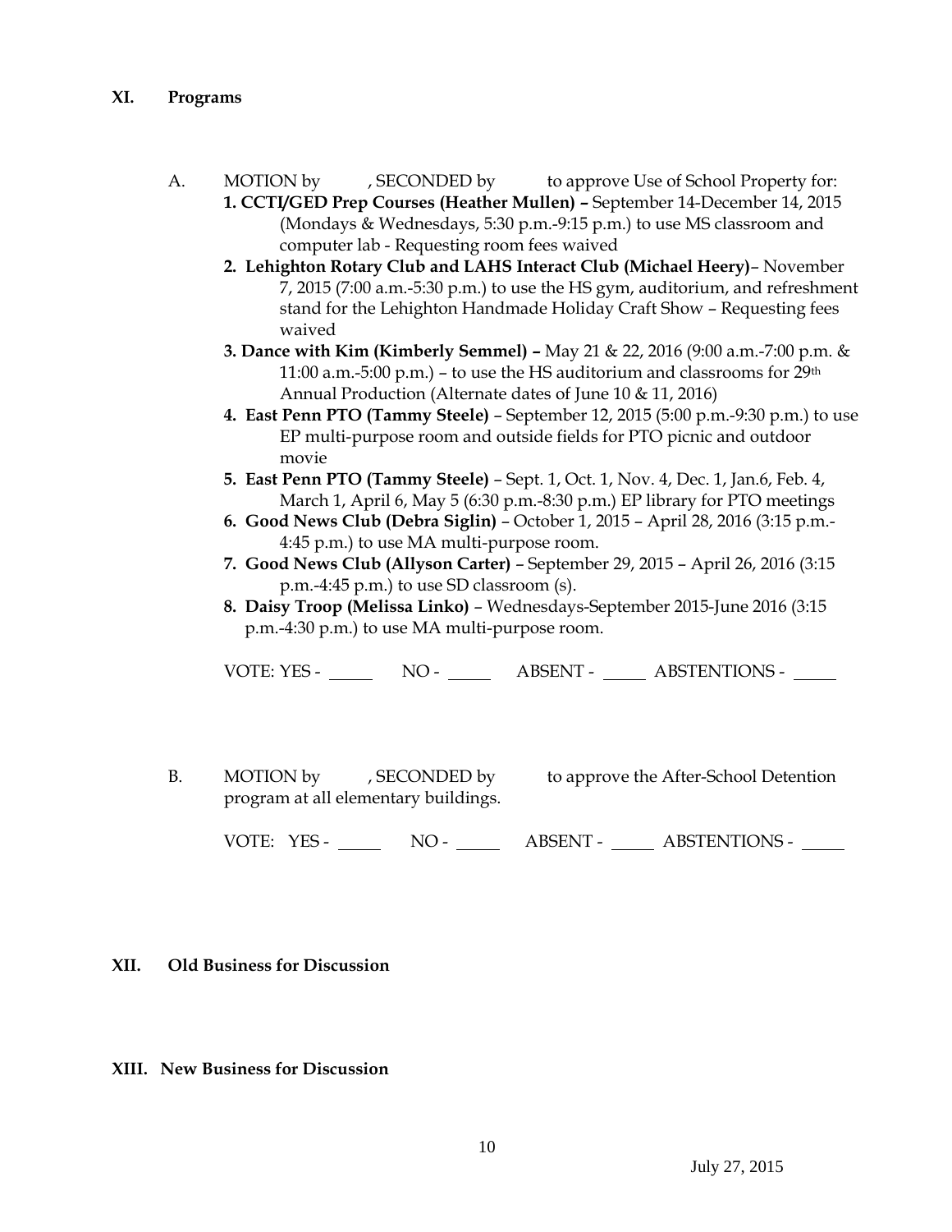## XI. Programs

A. MOTION by , SECONDED by to approve Use of School Property for:

1. **CCTI/GED Prep Courses (Heather Mullen) –** September 14-December 14, 2015 (Mondays & Wednesdays, 5:30 p.m.-9:15 p.m.) to use MS classroom and computer lab - Requesting room fees waived
2. **Lehighton Rotary Club and LAHS Interact Club (Michael Heery)**– November 7, 2015 (7:00 a.m.-5:30 p.m.) to use the HS gym, auditorium, and refreshment stand for the Lehighton Handmade Holiday Craft Show – Requesting fees waived
3. **Dance with Kim (Kimberly Semmel) –** May 21 & 22, 2016 (9:00 a.m.-7:00 p.m. & 11:00 a.m.-5:00 p.m.) – to use the HS auditorium and classrooms for 29th Annual Production (Alternate dates of June 10 & 11, 2016)
4. **East Penn PTO (Tammy Steele)** – September 12, 2015 (5:00 p.m.-9:30 p.m.) to use EP multi-purpose room and outside fields for PTO picnic and outdoor movie
5. **East Penn PTO (Tammy Steele)** – Sept. 1, Oct. 1, Nov. 4, Dec. 1, Jan.6, Feb. 4, March 1, April 6, May 5 (6:30 p.m.-8:30 p.m.) EP library for PTO meetings
6. **Good News Club (Debra Siglin)** – October 1, 2015 – April 28, 2016 (3:15 p.m.-4:45 p.m.) to use MA multi-purpose room.
7. **Good News Club (Allyson Carter)** – September 29, 2015 – April 26, 2016 (3:15 p.m.-4:45 p.m.) to use SD classroom (s).
8. **Daisy Troop (Melissa Linko)** – Wednesdays-September 2015-June 2016 (3:15 p.m.-4:30 p.m.) to use MA multi-purpose room.

VOTE: YES - _____ NO - _____ ABSENT - _____ ABSTENTIONS - _____

B. MOTION by , SECONDED by to approve the After-School Detention program at all elementary buildings.

VOTE: YES - _____ NO - _____ ABSENT - _____ ABSTENTIONS - _____

## XII. Old Business for Discussion

## XIII. New Business for Discussion

July 27, 2015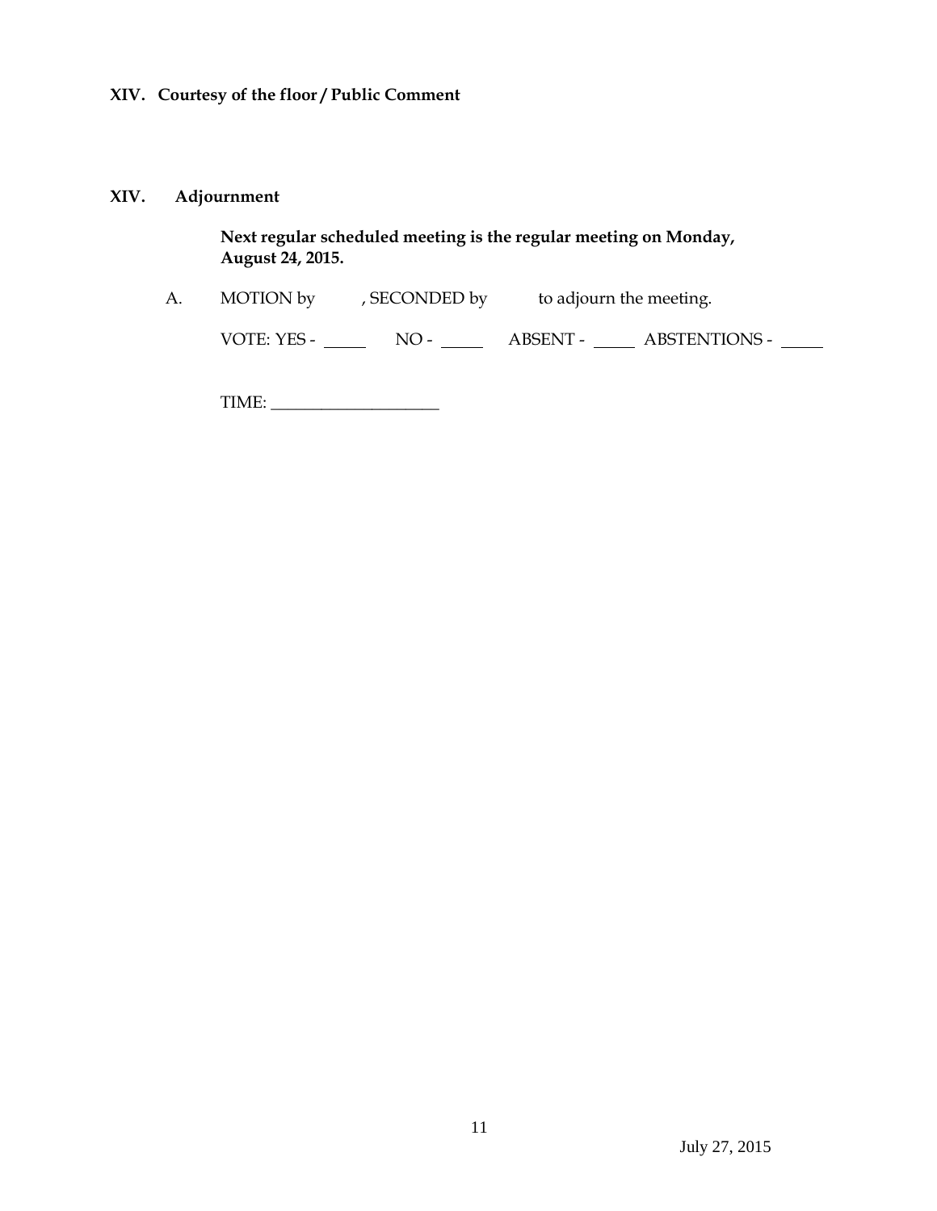**XIV. Courtesy of the floor / Public Comment**

**XIV. Adjournment**

**Next regular scheduled meeting is the regular meeting on Monday, August 24, 2015.**

A. MOTION by , SECONDED by to adjourn the meeting.

VOTE: YES - _____ NO - _____ ABSENT - _____ ABSTENTIONS - _____

TIME: ____________________

July 27, 2015